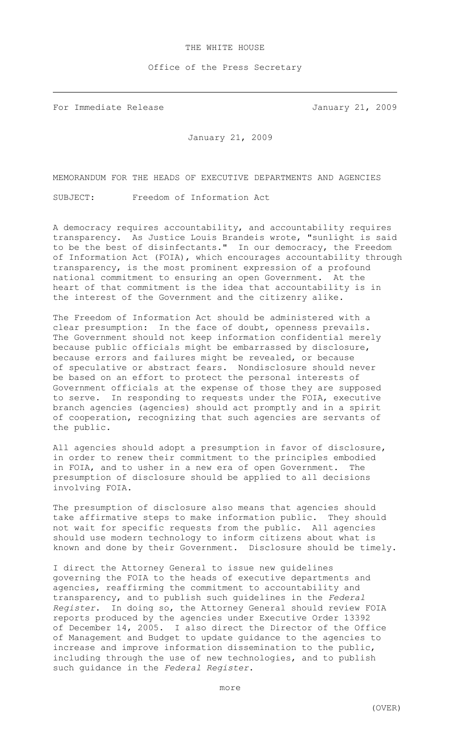THE WHITE HOUSE

Office of the Press Secretary

---

For Immediate Release January 21, 2009

January 21, 2009

MEMORANDUM FOR THE HEADS OF EXECUTIVE DEPARTMENTS AND AGENCIES

SUBJECT: Freedom of Information Act

A democracy requires accountability, and accountability requires transparency. As Justice Louis Brandeis wrote, "sunlight is said to be the best of disinfectants." In our democracy, the Freedom of Information Act (FOIA), which encourages accountability through transparency, is the most prominent expression of a profound national commitment to ensuring an open Government. At the heart of that commitment is the idea that accountability is in the interest of the Government and the citizenry alike.

The Freedom of Information Act should be administered with a clear presumption: In the face of doubt, openness prevails. The Government should not keep information confidential merely because public officials might be embarrassed by disclosure, because errors and failures might be revealed, or because of speculative or abstract fears. Nondisclosure should never be based on an effort to protect the personal interests of Government officials at the expense of those they are supposed to serve. In responding to requests under the FOIA, executive branch agencies (agencies) should act promptly and in a spirit of cooperation, recognizing that such agencies are servants of the public.

All agencies should adopt a presumption in favor of disclosure, in order to renew their commitment to the principles embodied in FOIA, and to usher in a new era of open Government. The presumption of disclosure should be applied to all decisions involving FOIA.

The presumption of disclosure also means that agencies should take affirmative steps to make information public. They should not wait for specific requests from the public. All agencies should use modern technology to inform citizens about what is known and done by their Government. Disclosure should be timely.

I direct the Attorney General to issue new guidelines governing the FOIA to the heads of executive departments and agencies, reaffirming the commitment to accountability and transparency, and to publish such guidelines in the *Federal Register*. In doing so, the Attorney General should review FOIA reports produced by the agencies under Executive Order 13392 of December 14, 2005. I also direct the Director of the Office of Management and Budget to update guidance to the agencies to increase and improve information dissemination to the public, including through the use of new technologies, and to publish such guidance in the *Federal Register*.

more

(OVER)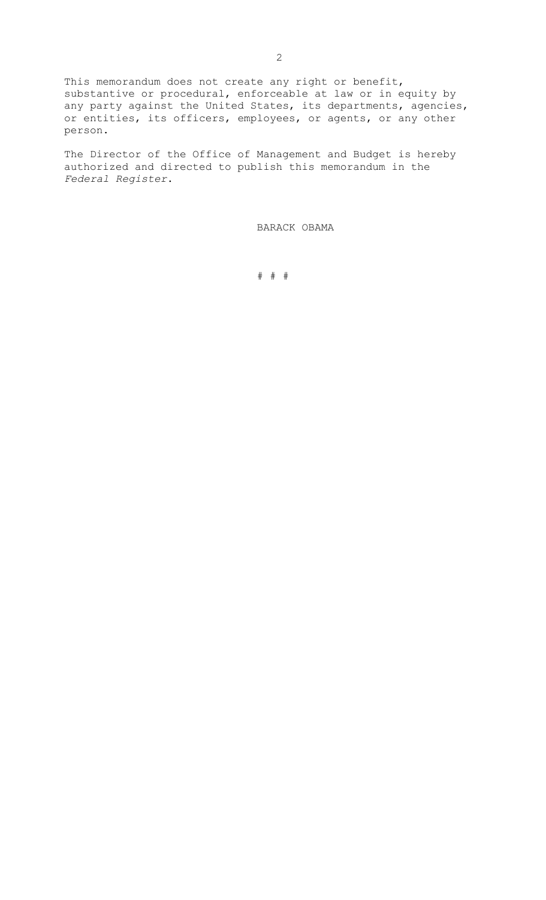This memorandum does not create any right or benefit, substantive or procedural, enforceable at law or in equity by any party against the United States, its departments, agencies, or entities, its officers, employees, or agents, or any other person.

The Director of the Office of Management and Budget is hereby authorized and directed to publish this memorandum in the *Federal Register*.

BARACK OBAMA

# # #